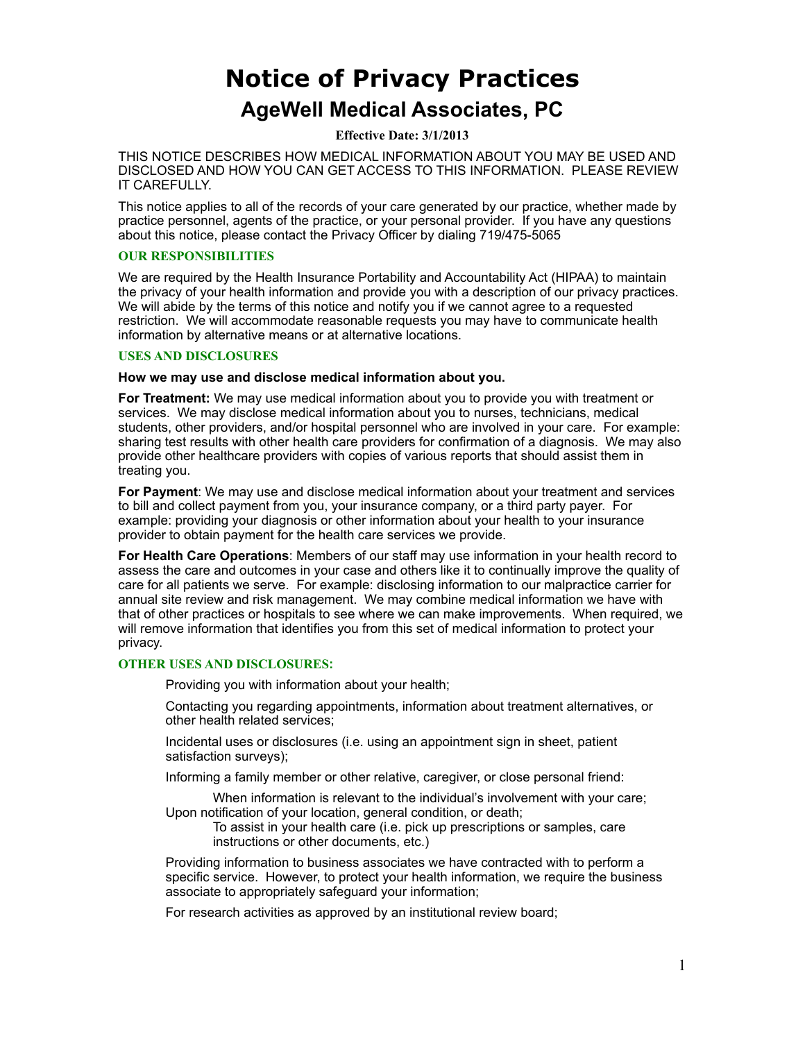# Notice of Privacy Practices

## AgeWell Medical Associates, PC

**Effective Date: 3/1/2013**

THIS NOTICE DESCRIBES HOW MEDICAL INFORMATION ABOUT YOU MAY BE USED AND DISCLOSED AND HOW YOU CAN GET ACCESS TO THIS INFORMATION. PLEASE REVIEW IT CAREFULLY.

This notice applies to all of the records of your care generated by our practice, whether made by practice personnel, agents of the practice, or your personal provider. If you have any questions about this notice, please contact the Privacy Officer by dialing 719/475-5065

### OUR RESPONSIBILITIES

We are required by the Health Insurance Portability and Accountability Act (HIPAA) to maintain the privacy of your health information and provide you with a description of our privacy practices. We will abide by the terms of this notice and notify you if we cannot agree to a requested restriction. We will accommodate reasonable requests you may have to communicate health information by alternative means or at alternative locations.

### USES AND DISCLOSURES

**How we may use and disclose medical information about you.**

**For Treatment:** We may use medical information about you to provide you with treatment or services. We may disclose medical information about you to nurses, technicians, medical students, other providers, and/or hospital personnel who are involved in your care. For example: sharing test results with other health care providers for confirmation of a diagnosis. We may also provide other healthcare providers with copies of various reports that should assist them in treating you.

**For Payment**: We may use and disclose medical information about your treatment and services to bill and collect payment from you, your insurance company, or a third party payer. For example: providing your diagnosis or other information about your health to your insurance provider to obtain payment for the health care services we provide.

**For Health Care Operations**: Members of our staff may use information in your health record to assess the care and outcomes in your case and others like it to continually improve the quality of care for all patients we serve. For example: disclosing information to our malpractice carrier for annual site review and risk management. We may combine medical information we have with that of other practices or hospitals to see where we can make improvements. When required, we will remove information that identifies you from this set of medical information to protect your privacy.

### OTHER USES AND DISCLOSURES:

Providing you with information about your health;

Contacting you regarding appointments, information about treatment alternatives, or other health related services;

Incidental uses or disclosures (i.e. using an appointment sign in sheet, patient satisfaction surveys);

Informing a family member or other relative, caregiver, or close personal friend:

- When information is relevant to the individual's involvement with your care;
- Upon notification of your location, general condition, or death;
- To assist in your health care (i.e. pick up prescriptions or samples, care instructions or other documents, etc.)

Providing information to business associates we have contracted with to perform a specific service. However, to protect your health information, we require the business associate to appropriately safeguard your information;

For research activities as approved by an institutional review board;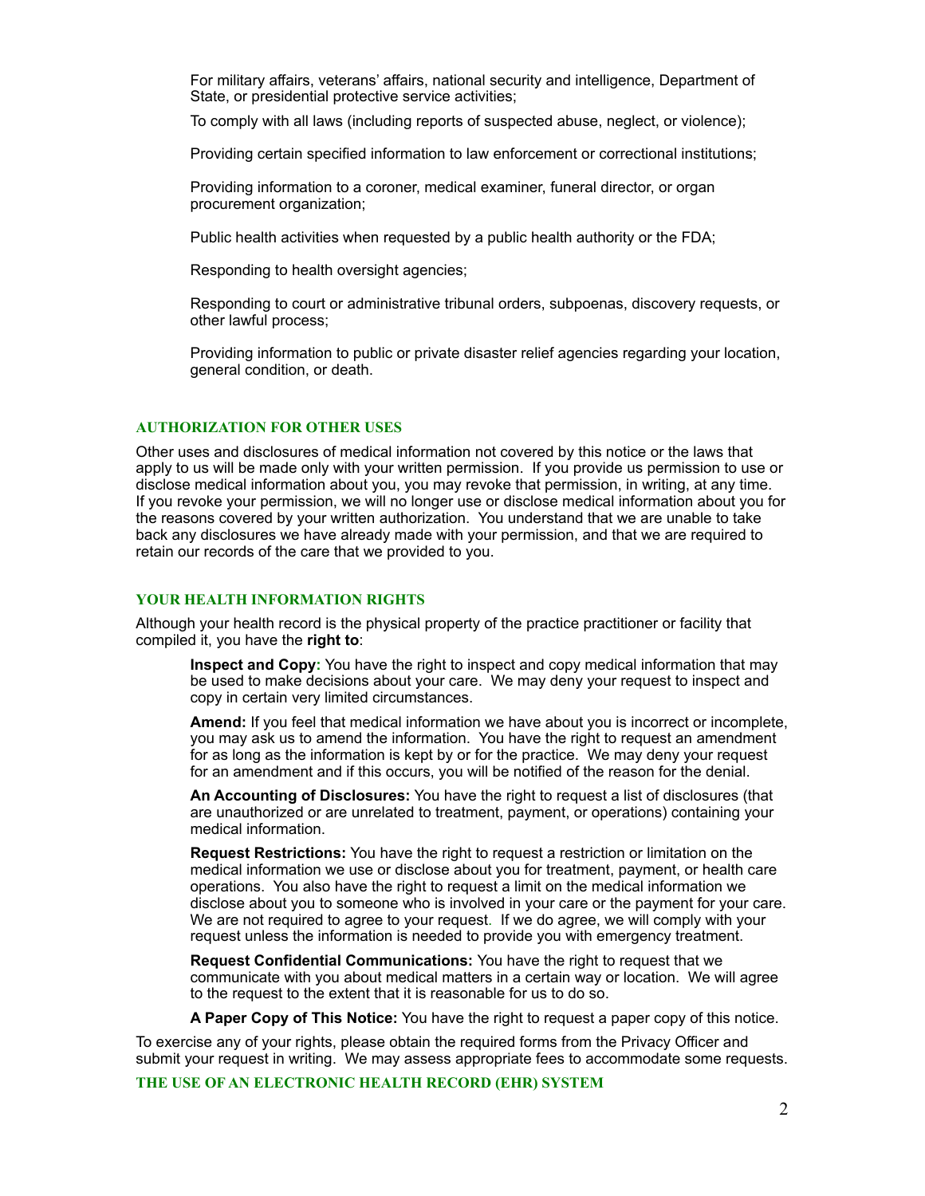For military affairs, veterans' affairs, national security and intelligence, Department of State, or presidential protective service activities;

To comply with all laws (including reports of suspected abuse, neglect, or violence);

Providing certain specified information to law enforcement or correctional institutions;

Providing information to a coroner, medical examiner, funeral director, or organ procurement organization;

Public health activities when requested by a public health authority or the FDA;

Responding to health oversight agencies;

Responding to court or administrative tribunal orders, subpoenas, discovery requests, or other lawful process;

Providing information to public or private disaster relief agencies regarding your location, general condition, or death.

## AUTHORIZATION FOR OTHER USES

Other uses and disclosures of medical information not covered by this notice or the laws that apply to us will be made only with your written permission. If you provide us permission to use or disclose medical information about you, you may revoke that permission, in writing, at any time. If you revoke your permission, we will no longer use or disclose medical information about you for the reasons covered by your written authorization. You understand that we are unable to take back any disclosures we have already made with your permission, and that we are required to retain our records of the care that we provided to you.

## YOUR HEALTH INFORMATION RIGHTS

Although your health record is the physical property of the practice practitioner or facility that compiled it, you have the **right to**:

**Inspect and Copy:** You have the right to inspect and copy medical information that may be used to make decisions about your care. We may deny your request to inspect and copy in certain very limited circumstances.

**Amend:** If you feel that medical information we have about you is incorrect or incomplete, you may ask us to amend the information. You have the right to request an amendment for as long as the information is kept by or for the practice. We may deny your request for an amendment and if this occurs, you will be notified of the reason for the denial.

**An Accounting of Disclosures:** You have the right to request a list of disclosures (that are unauthorized or are unrelated to treatment, payment, or operations) containing your medical information.

**Request Restrictions:** You have the right to request a restriction or limitation on the medical information we use or disclose about you for treatment, payment, or health care operations. You also have the right to request a limit on the medical information we disclose about you to someone who is involved in your care or the payment for your care. We are not required to agree to your request. If we do agree, we will comply with your request unless the information is needed to provide you with emergency treatment.

**Request Confidential Communications:** You have the right to request that we communicate with you about medical matters in a certain way or location. We will agree to the request to the extent that it is reasonable for us to do so.

**A Paper Copy of This Notice:** You have the right to request a paper copy of this notice.

To exercise any of your rights, please obtain the required forms from the Privacy Officer and submit your request in writing. We may assess appropriate fees to accommodate some requests.

## THE USE OF AN ELECTRONIC HEALTH RECORD (EHR) SYSTEM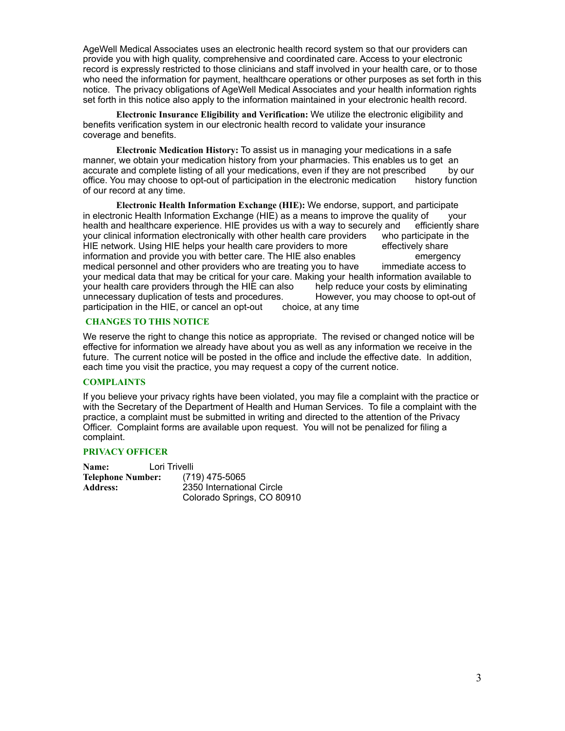AgeWell Medical Associates uses an electronic health record system so that our providers can provide you with high quality, comprehensive and coordinated care. Access to your electronic record is expressly restricted to those clinicians and staff involved in your health care, or to those who need the information for payment, healthcare operations or other purposes as set forth in this notice. The privacy obligations of AgeWell Medical Associates and your health information rights set forth in this notice also apply to the information maintained in your electronic health record.

**Electronic Insurance Eligibility and Verification:** We utilize the electronic eligibility and benefits verification system in our electronic health record to validate your insurance coverage and benefits.

**Electronic Medication History:** To assist us in managing your medications in a safe manner, we obtain your medication history from your pharmacies. This enables us to get an accurate and complete listing of all your medications, even if they are not prescribed by our office. You may choose to opt-out of participation in the electronic medication history function of our record at any time.

**Electronic Health Information Exchange (HIE):** We endorse, support, and participate in electronic Health Information Exchange (HIE) as a means to improve the quality of your health and healthcare experience. HIE provides us with a way to securely and efficiently share your clinical information electronically with other health care providers who participate in the HIE network. Using HIE helps your health care providers to more effectively share information and provide you with better care. The HIE also enables emergency medical personnel and other providers who are treating you to have immediate access to your medical data that may be critical for your care. Making your health information available to your health care providers through the HIE can also help reduce your costs by eliminating unnecessary duplication of tests and procedures. However, you may choose to opt-out of participation in the HIE, or cancel an opt-out choice, at any time

## CHANGES TO THIS NOTICE

We reserve the right to change this notice as appropriate. The revised or changed notice will be effective for information we already have about you as well as any information we receive in the future. The current notice will be posted in the office and include the effective date. In addition, each time you visit the practice, you may request a copy of the current notice.

## COMPLAINTS

If you believe your privacy rights have been violated, you may file a complaint with the practice or with the Secretary of the Department of Health and Human Services. To file a complaint with the practice, a complaint must be submitted in writing and directed to the attention of the Privacy Officer. Complaint forms are available upon request. You will not be penalized for filing a complaint.

## PRIVACY OFFICER

**Name:** Lori Trivelli
**Telephone Number:** (719) 475-5065
**Address:** 2350 International Circle
Colorado Springs, CO 80910